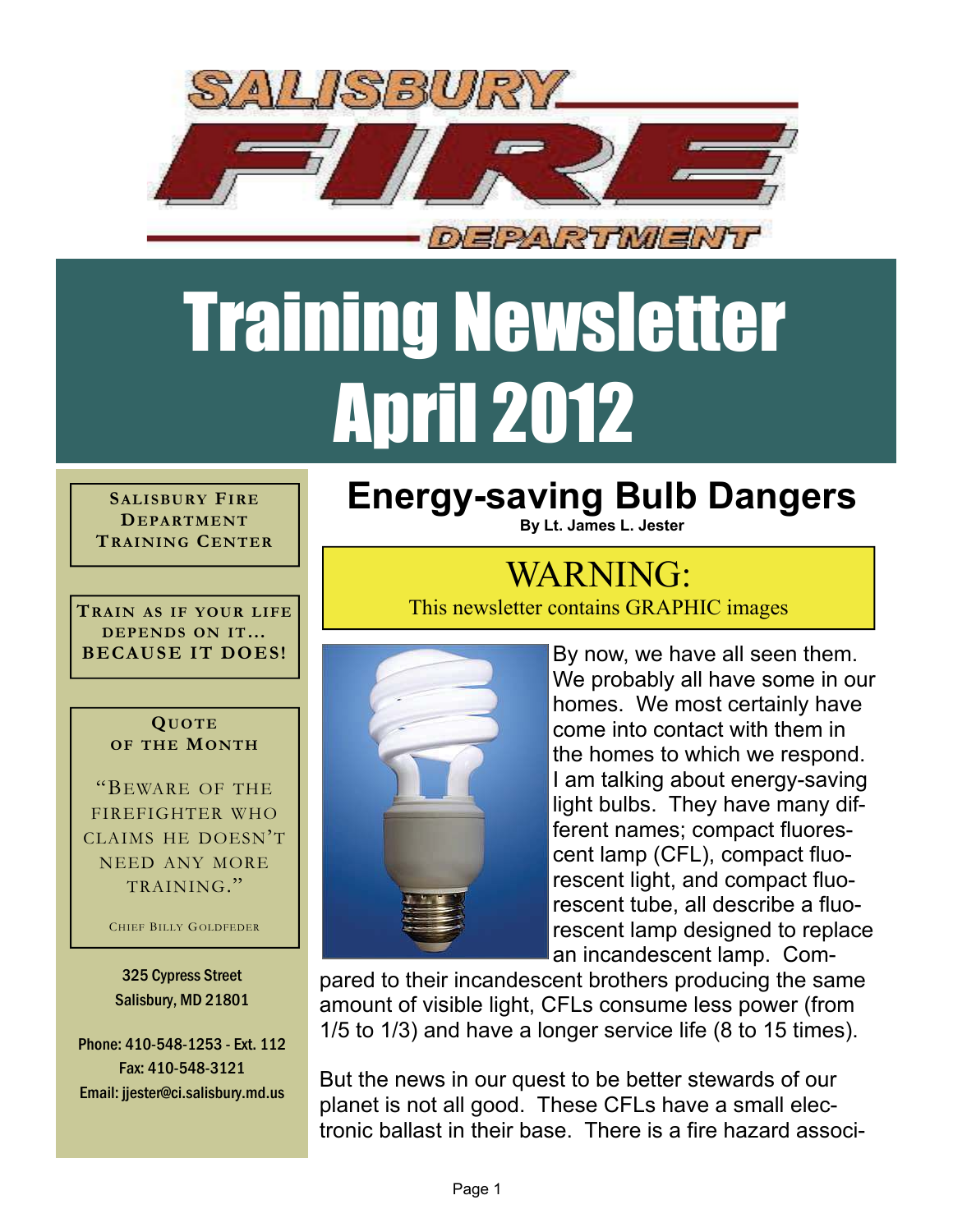# SALISBURY FIRE DEPARTMENT

# Training Newsletter April 2012

**SALISBURY FIRE DEPARTMENT TRAINING CENTER**

**TRAIN AS IF YOUR LIFE DEPENDS ON IT... BECAUSE IT DOES!**

**QUOTE OF THE MONTH**

"BEWARE OF THE FIREFIGHTER WHO CLAIMS HE DOESN'T NEED ANY MORE TRAINING."

CHIEF BILLY GOLDFEDER

325 Cypress Street
Salisbury, MD 21801

Phone: 410-548-1253 - Ext. 112
Fax: 410-548-3121
Email: jjester@ci.salisbury.md.us

## Energy-saving Bulb Dangers

**By Lt. James L. Jester**

WARNING:
This newsletter contains GRAPHIC images

By now, we have all seen them. We probably all have some in our homes. We most certainly have come into contact with them in the homes to which we respond. I am talking about energy-saving light bulbs. They have many different names; compact fluorescent lamp (CFL), compact fluorescent light, and compact fluorescent tube, all describe a fluorescent lamp designed to replace an incandescent lamp. Compared to their incandescent brothers producing the same amount of visible light, CFLs consume less power (from 1/5 to 1/3) and have a longer service life (8 to 15 times).

But the news in our quest to be better stewards of our planet is not all good. These CFLs have a small electronic ballast in their base. There is a fire hazard associ-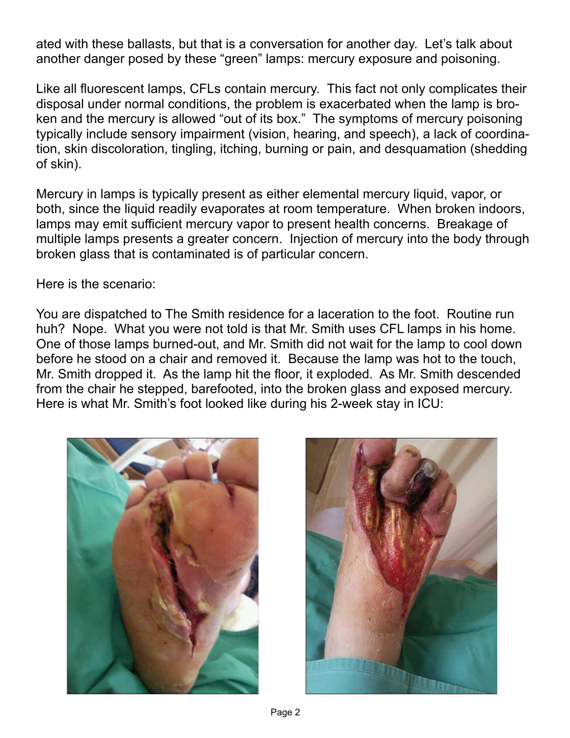ated with these ballasts, but that is a conversation for another day. Let's talk about another danger posed by these "green" lamps: mercury exposure and poisoning.

Like all fluorescent lamps, CFLs contain mercury. This fact not only complicates their disposal under normal conditions, the problem is exacerbated when the lamp is broken and the mercury is allowed "out of its box." The symptoms of mercury poisoning typically include sensory impairment (vision, hearing, and speech), a lack of coordination, skin discoloration, tingling, itching, burning or pain, and desquamation (shedding of skin).

Mercury in lamps is typically present as either elemental mercury liquid, vapor, or both, since the liquid readily evaporates at room temperature. When broken indoors, lamps may emit sufficient mercury vapor to present health concerns. Breakage of multiple lamps presents a greater concern. Injection of mercury into the body through broken glass that is contaminated is of particular concern.

Here is the scenario:

You are dispatched to The Smith residence for a laceration to the foot. Routine run huh? Nope. What you were not told is that Mr. Smith uses CFL lamps in his home. One of those lamps burned-out, and Mr. Smith did not wait for the lamp to cool down before he stood on a chair and removed it. Because the lamp was hot to the touch, Mr. Smith dropped it. As the lamp hit the floor, it exploded. As Mr. Smith descended from the chair he stepped, barefooted, into the broken glass and exposed mercury. Here is what Mr. Smith's foot looked like during his 2-week stay in ICU: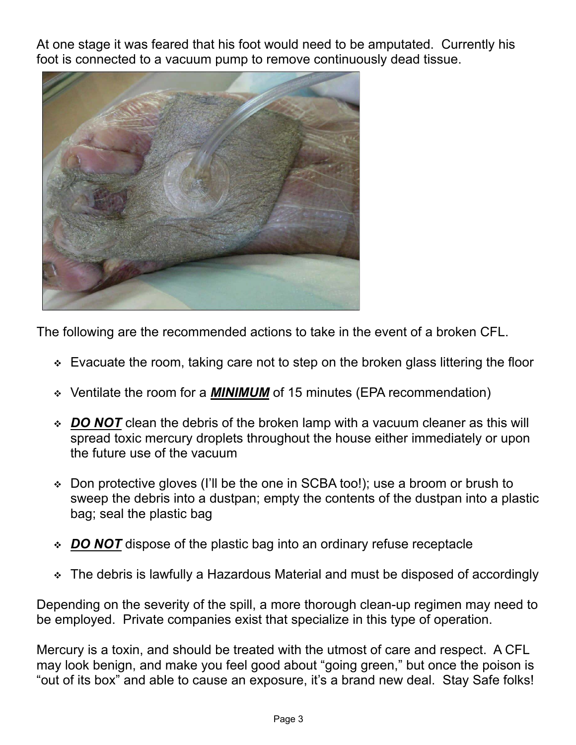At one stage it was feared that his foot would need to be amputated. Currently his foot is connected to a vacuum pump to remove continuously dead tissue.

The following are the recommended actions to take in the event of a broken CFL.

- Evacuate the room, taking care not to step on the broken glass littering the floor
- Ventilate the room for a ***MINIMUM*** of 15 minutes (EPA recommendation)
- ***DO NOT*** clean the debris of the broken lamp with a vacuum cleaner as this will spread toxic mercury droplets throughout the house either immediately or upon the future use of the vacuum
- Don protective gloves (I'll be the one in SCBA too!); use a broom or brush to sweep the debris into a dustpan; empty the contents of the dustpan into a plastic bag; seal the plastic bag
- ***DO NOT*** dispose of the plastic bag into an ordinary refuse receptacle
- The debris is lawfully a Hazardous Material and must be disposed of accordingly

Depending on the severity of the spill, a more thorough clean-up regimen may need to be employed. Private companies exist that specialize in this type of operation.

Mercury is a toxin, and should be treated with the utmost of care and respect. A CFL may look benign, and make you feel good about "going green," but once the poison is "out of its box" and able to cause an exposure, it's a brand new deal. Stay Safe folks!